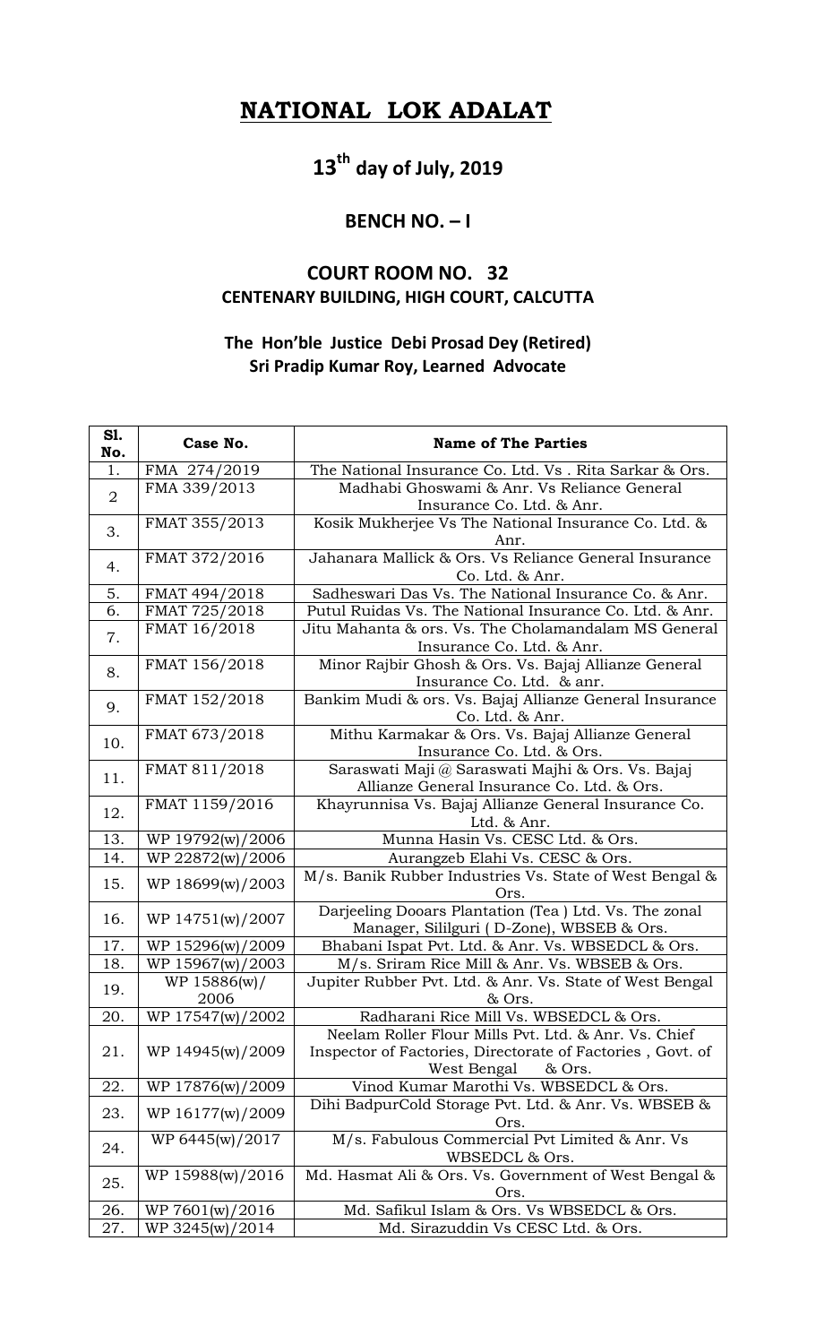# NATIONAL LOK ADALAT

## 13th day of July, 2019

### BENCH NO. – I

### COURT ROOM NO. 32
### CENTENARY BUILDING, HIGH COURT, CALCUTTA

**The Hon'ble Justice Debi Prosad Dey (Retired)**
**Sri Pradip Kumar Roy, Learned Advocate**

| Sl. No. | Case No. | Name of The Parties |
|---|---|---|
| 1. | FMA 274/2019 | The National Insurance Co. Ltd. Vs . Rita Sarkar & Ors. |
| 2 | FMA 339/2013 | Madhabi Ghoswami & Anr. Vs Reliance General Insurance Co. Ltd. & Anr. |
| 3. | FMAT 355/2013 | Kosik Mukherjee Vs The National Insurance Co. Ltd. & Anr. |
| 4. | FMAT 372/2016 | Jahanara Mallick & Ors. Vs Reliance General Insurance Co. Ltd. & Anr. |
| 5. | FMAT 494/2018 | Sadheswari Das Vs. The National Insurance Co. & Anr. |
| 6. | FMAT 725/2018 | Putul Ruidas Vs. The National Insurance Co. Ltd. & Anr. |
| 7. | FMAT 16/2018 | Jitu Mahanta & ors. Vs. The Cholamandalam MS General Insurance Co. Ltd. & Anr. |
| 8. | FMAT 156/2018 | Minor Rajbir Ghosh & Ors. Vs. Bajaj Allianze General Insurance Co. Ltd. & anr. |
| 9. | FMAT 152/2018 | Bankim Mudi & ors. Vs. Bajaj Allianze General Insurance Co. Ltd. & Anr. |
| 10. | FMAT 673/2018 | Mithu Karmakar & Ors. Vs. Bajaj Allianze General Insurance Co. Ltd. & Ors. |
| 11. | FMAT 811/2018 | Saraswati Maji @ Saraswati Majhi & Ors. Vs. Bajaj Allianze General Insurance Co. Ltd. & Ors. |
| 12. | FMAT 1159/2016 | Khayrunnisa Vs. Bajaj Allianze General Insurance Co. Ltd. & Anr. |
| 13. | WP 19792(w)/2006 | Munna Hasin Vs. CESC Ltd. & Ors. |
| 14. | WP 22872(w)/2006 | Aurangzeb Elahi Vs. CESC & Ors. |
| 15. | WP 18699(w)/2003 | M/s. Banik Rubber Industries Vs. State of West Bengal & Ors. |
| 16. | WP 14751(w)/2007 | Darjeeling Dooars Plantation (Tea ) Ltd. Vs. The zonal Manager, Sililguri ( D-Zone), WBSEB & Ors. |
| 17. | WP 15296(w)/2009 | Bhabani Ispat Pvt. Ltd. & Anr. Vs. WBSEDCL & Ors. |
| 18. | WP 15967(w)/2003 | M/s. Sriram Rice Mill & Anr. Vs. WBSEB & Ors. |
| 19. | WP 15886(w)/ 2006 | Jupiter Rubber Pvt. Ltd. & Anr. Vs. State of West Bengal & Ors. |
| 20. | WP 17547(w)/2002 | Radharani Rice Mill Vs. WBSEDCL & Ors. |
| 21. | WP 14945(w)/2009 | Neelam Roller Flour Mills Pvt. Ltd. & Anr. Vs. Chief Inspector of Factories, Directorate of Factories , Govt. of West Bengal & Ors. |
| 22. | WP 17876(w)/2009 | Vinod Kumar Marothi Vs. WBSEDCL & Ors. |
| 23. | WP 16177(w)/2009 | Dihi BadpurCold Storage Pvt. Ltd. & Anr. Vs. WBSEB & Ors. |
| 24. | WP 6445(w)/2017 | M/s. Fabulous Commercial Pvt Limited & Anr. Vs WBSEDCL & Ors. |
| 25. | WP 15988(w)/2016 | Md. Hasmat Ali & Ors. Vs. Government of West Bengal & Ors. |
| 26. | WP 7601(w)/2016 | Md. Safikul Islam & Ors. Vs WBSEDCL & Ors. |
| 27. | WP 3245(w)/2014 | Md. Sirazuddin Vs CESC Ltd. & Ors. |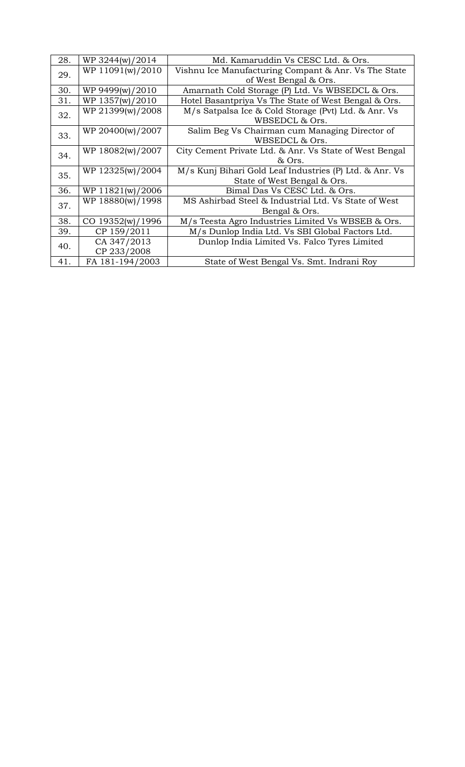| | | |
|---|---|---|
| 28. | WP 3244(w)/2014 | Md. Kamaruddin Vs CESC Ltd. & Ors. |
| 29. | WP 11091(w)/2010 | Vishnu Ice Manufacturing Compant & Anr. Vs The State of West Bengal & Ors. |
| 30. | WP 9499(w)/2010 | Amarnath Cold Storage (P) Ltd. Vs WBSEDCL & Ors. |
| 31. | WP 1357(w)/2010 | Hotel Basantpriya Vs The State of West Bengal & Ors. |
| 32. | WP 21399(w)/2008 | M/s Satpalsa Ice & Cold Storage (Pvt) Ltd. & Anr. Vs WBSEDCL & Ors. |
| 33. | WP 20400(w)/2007 | Salim Beg Vs Chairman cum Managing Director of WBSEDCL & Ors. |
| 34. | WP 18082(w)/2007 | City Cement Private Ltd. & Anr. Vs State of West Bengal & Ors. |
| 35. | WP 12325(w)/2004 | M/s Kunj Bihari Gold Leaf Industries (P) Ltd. & Anr. Vs State of West Bengal & Ors. |
| 36. | WP 11821(w)/2006 | Bimal Das Vs CESC Ltd. & Ors. |
| 37. | WP 18880(w)/1998 | MS Ashirbad Steel & Industrial Ltd. Vs State of West Bengal & Ors. |
| 38. | CO 19352(w)/1996 | M/s Teesta Agro Industries Limited Vs WBSEB & Ors. |
| 39. | CP 159/2011 | M/s Dunlop India Ltd. Vs SBI Global Factors Ltd. |
| 40. | CA 347/2013<br>CP 233/2008 | Dunlop India Limited Vs. Falco Tyres Limited |
| 41. | FA 181-194/2003 | State of West Bengal Vs. Smt. Indrani Roy |